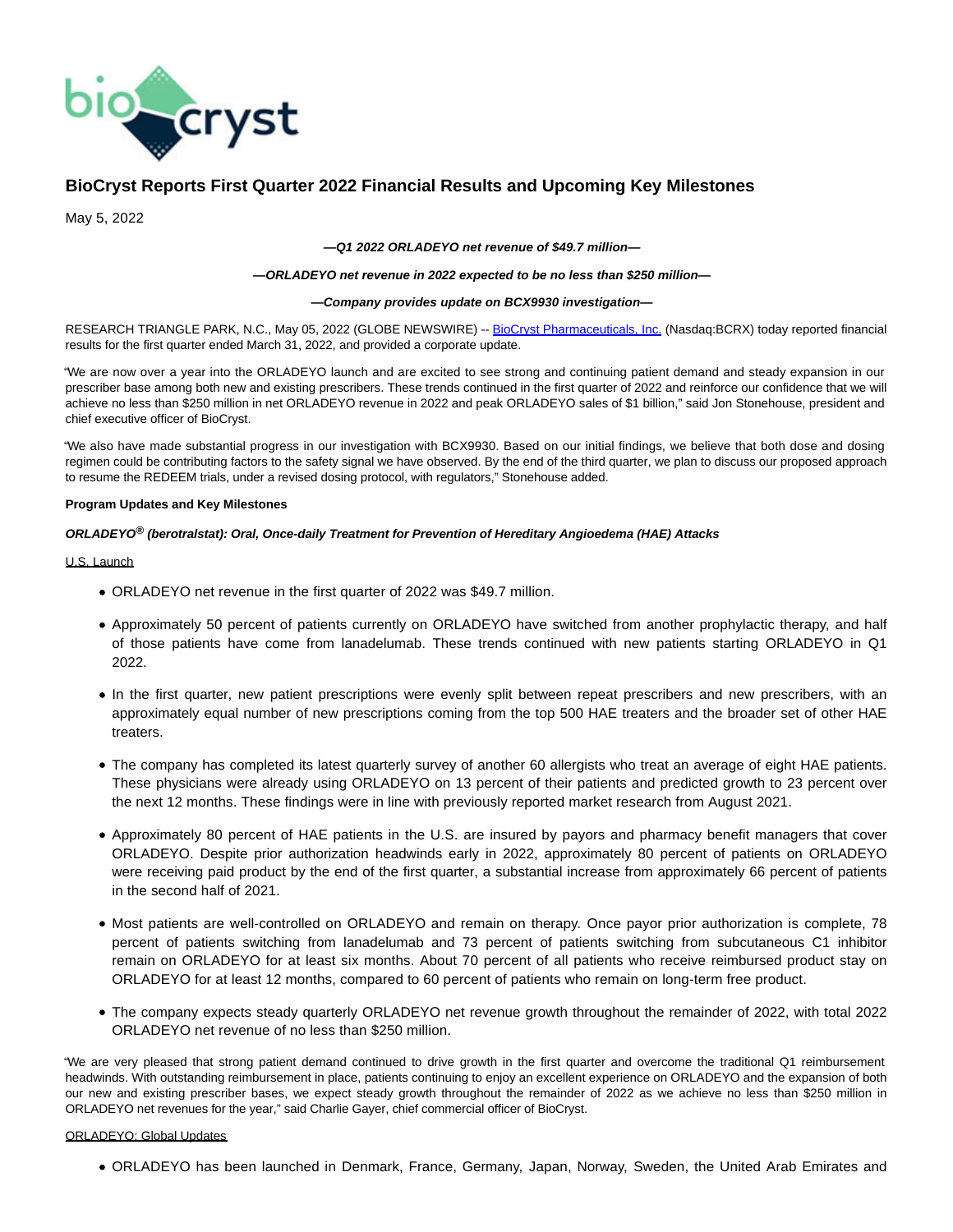# BioCryst Reports First Quarter 2022 Financial Results and Upcoming Key Milestones

May 5, 2022

***—Q1 2022 ORLADEYO net revenue of $49.7 million—***

***—ORLADEYO net revenue in 2022 expected to be no less than $250 million—***

***—Company provides update on BCX9930 investigation—***

RESEARCH TRIANGLE PARK, N.C., May 05, 2022 (GLOBE NEWSWIRE) -- BioCryst Pharmaceuticals, Inc. (Nasdaq:BCRX) today reported financial results for the first quarter ended March 31, 2022, and provided a corporate update.

"We are now over a year into the ORLADEYO launch and are excited to see strong and continuing patient demand and steady expansion in our prescriber base among both new and existing prescribers. These trends continued in the first quarter of 2022 and reinforce our confidence that we will achieve no less than $250 million in net ORLADEYO revenue in 2022 and peak ORLADEYO sales of $1 billion," said Jon Stonehouse, president and chief executive officer of BioCryst.

"We also have made substantial progress in our investigation with BCX9930. Based on our initial findings, we believe that both dose and dosing regimen could be contributing factors to the safety signal we have observed. By the end of the third quarter, we plan to discuss our proposed approach to resume the REDEEM trials, under a revised dosing protocol, with regulators," Stonehouse added.

**Program Updates and Key Milestones**

***ORLADEYO® (berotralstat): Oral, Once-daily Treatment for Prevention of Hereditary Angioedema (HAE) Attacks***

U.S. Launch

- ORLADEYO net revenue in the first quarter of 2022 was $49.7 million.
- Approximately 50 percent of patients currently on ORLADEYO have switched from another prophylactic therapy, and half of those patients have come from lanadelumab. These trends continued with new patients starting ORLADEYO in Q1 2022.
- In the first quarter, new patient prescriptions were evenly split between repeat prescribers and new prescribers, with an approximately equal number of new prescriptions coming from the top 500 HAE treaters and the broader set of other HAE treaters.
- The company has completed its latest quarterly survey of another 60 allergists who treat an average of eight HAE patients. These physicians were already using ORLADEYO on 13 percent of their patients and predicted growth to 23 percent over the next 12 months. These findings were in line with previously reported market research from August 2021.
- Approximately 80 percent of HAE patients in the U.S. are insured by payors and pharmacy benefit managers that cover ORLADEYO. Despite prior authorization headwinds early in 2022, approximately 80 percent of patients on ORLADEYO were receiving paid product by the end of the first quarter, a substantial increase from approximately 66 percent of patients in the second half of 2021.
- Most patients are well-controlled on ORLADEYO and remain on therapy. Once payor prior authorization is complete, 78 percent of patients switching from lanadelumab and 73 percent of patients switching from subcutaneous C1 inhibitor remain on ORLADEYO for at least six months. About 70 percent of all patients who receive reimbursed product stay on ORLADEYO for at least 12 months, compared to 60 percent of patients who remain on long-term free product.
- The company expects steady quarterly ORLADEYO net revenue growth throughout the remainder of 2022, with total 2022 ORLADEYO net revenue of no less than $250 million.

"We are very pleased that strong patient demand continued to drive growth in the first quarter and overcome the traditional Q1 reimbursement headwinds. With outstanding reimbursement in place, patients continuing to enjoy an excellent experience on ORLADEYO and the expansion of both our new and existing prescriber bases, we expect steady growth throughout the remainder of 2022 as we achieve no less than $250 million in ORLADEYO net revenues for the year," said Charlie Gayer, chief commercial officer of BioCryst.

ORLADEYO: Global Updates

- ORLADEYO has been launched in Denmark, France, Germany, Japan, Norway, Sweden, the United Arab Emirates and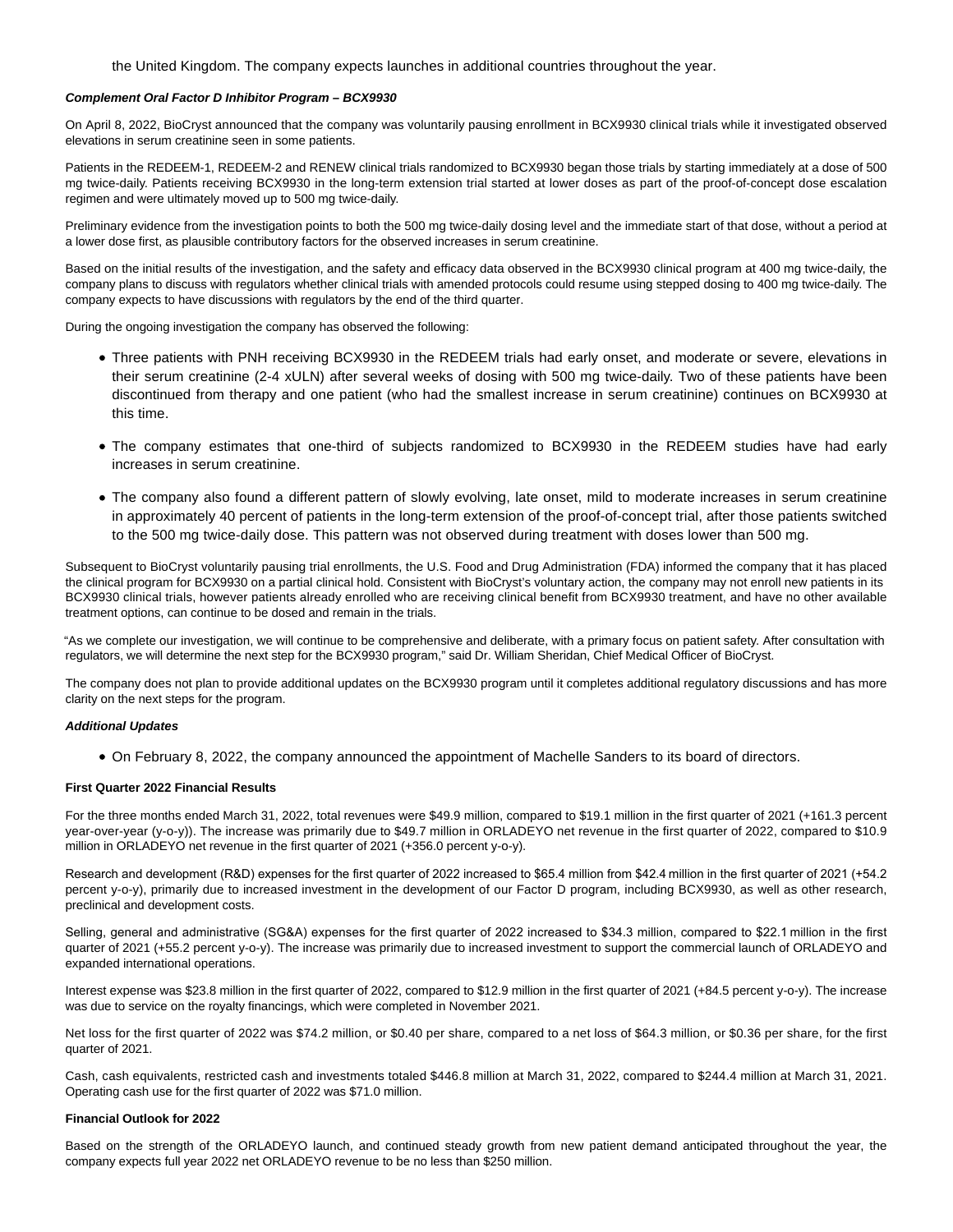the United Kingdom. The company expects launches in additional countries throughout the year.

***Complement Oral Factor D Inhibitor Program – BCX9930***

On April 8, 2022, BioCryst announced that the company was voluntarily pausing enrollment in BCX9930 clinical trials while it investigated observed elevations in serum creatinine seen in some patients.

Patients in the REDEEM-1, REDEEM-2 and RENEW clinical trials randomized to BCX9930 began those trials by starting immediately at a dose of 500 mg twice-daily. Patients receiving BCX9930 in the long-term extension trial started at lower doses as part of the proof-of-concept dose escalation regimen and were ultimately moved up to 500 mg twice-daily.

Preliminary evidence from the investigation points to both the 500 mg twice-daily dosing level and the immediate start of that dose, without a period at a lower dose first, as plausible contributory factors for the observed increases in serum creatinine.

Based on the initial results of the investigation, and the safety and efficacy data observed in the BCX9930 clinical program at 400 mg twice-daily, the company plans to discuss with regulators whether clinical trials with amended protocols could resume using stepped dosing to 400 mg twice-daily. The company expects to have discussions with regulators by the end of the third quarter.

During the ongoing investigation the company has observed the following:

- Three patients with PNH receiving BCX9930 in the REDEEM trials had early onset, and moderate or severe, elevations in their serum creatinine (2-4 xULN) after several weeks of dosing with 500 mg twice-daily. Two of these patients have been discontinued from therapy and one patient (who had the smallest increase in serum creatinine) continues on BCX9930 at this time.
- The company estimates that one-third of subjects randomized to BCX9930 in the REDEEM studies have had early increases in serum creatinine.
- The company also found a different pattern of slowly evolving, late onset, mild to moderate increases in serum creatinine in approximately 40 percent of patients in the long-term extension of the proof-of-concept trial, after those patients switched to the 500 mg twice-daily dose. This pattern was not observed during treatment with doses lower than 500 mg.

Subsequent to BioCryst voluntarily pausing trial enrollments, the U.S. Food and Drug Administration (FDA) informed the company that it has placed the clinical program for BCX9930 on a partial clinical hold. Consistent with BioCryst's voluntary action, the company may not enroll new patients in its BCX9930 clinical trials, however patients already enrolled who are receiving clinical benefit from BCX9930 treatment, and have no other available treatment options, can continue to be dosed and remain in the trials.

"As we complete our investigation, we will continue to be comprehensive and deliberate, with a primary focus on patient safety. After consultation with regulators, we will determine the next step for the BCX9930 program," said Dr. William Sheridan, Chief Medical Officer of BioCryst.

The company does not plan to provide additional updates on the BCX9930 program until it completes additional regulatory discussions and has more clarity on the next steps for the program.

***Additional Updates***

- On February 8, 2022, the company announced the appointment of Machelle Sanders to its board of directors.

**First Quarter 2022 Financial Results**

For the three months ended March 31, 2022, total revenues were $49.9 million, compared to $19.1 million in the first quarter of 2021 (+161.3 percent year-over-year (y-o-y)). The increase was primarily due to $49.7 million in ORLADEYO net revenue in the first quarter of 2022, compared to $10.9 million in ORLADEYO net revenue in the first quarter of 2021 (+356.0 percent y-o-y).

Research and development (R&D) expenses for the first quarter of 2022 increased to $65.4 million from $42.4 million in the first quarter of 2021 (+54.2 percent y-o-y), primarily due to increased investment in the development of our Factor D program, including BCX9930, as well as other research, preclinical and development costs.

Selling, general and administrative (SG&A) expenses for the first quarter of 2022 increased to $34.3 million, compared to $22.1 million in the first quarter of 2021 (+55.2 percent y-o-y). The increase was primarily due to increased investment to support the commercial launch of ORLADEYO and expanded international operations.

Interest expense was $23.8 million in the first quarter of 2022, compared to $12.9 million in the first quarter of 2021 (+84.5 percent y-o-y). The increase was due to service on the royalty financings, which were completed in November 2021.

Net loss for the first quarter of 2022 was $74.2 million, or $0.40 per share, compared to a net loss of $64.3 million, or $0.36 per share, for the first quarter of 2021.

Cash, cash equivalents, restricted cash and investments totaled $446.8 million at March 31, 2022, compared to $244.4 million at March 31, 2021. Operating cash use for the first quarter of 2022 was $71.0 million.

**Financial Outlook for 2022**

Based on the strength of the ORLADEYO launch, and continued steady growth from new patient demand anticipated throughout the year, the company expects full year 2022 net ORLADEYO revenue to be no less than $250 million.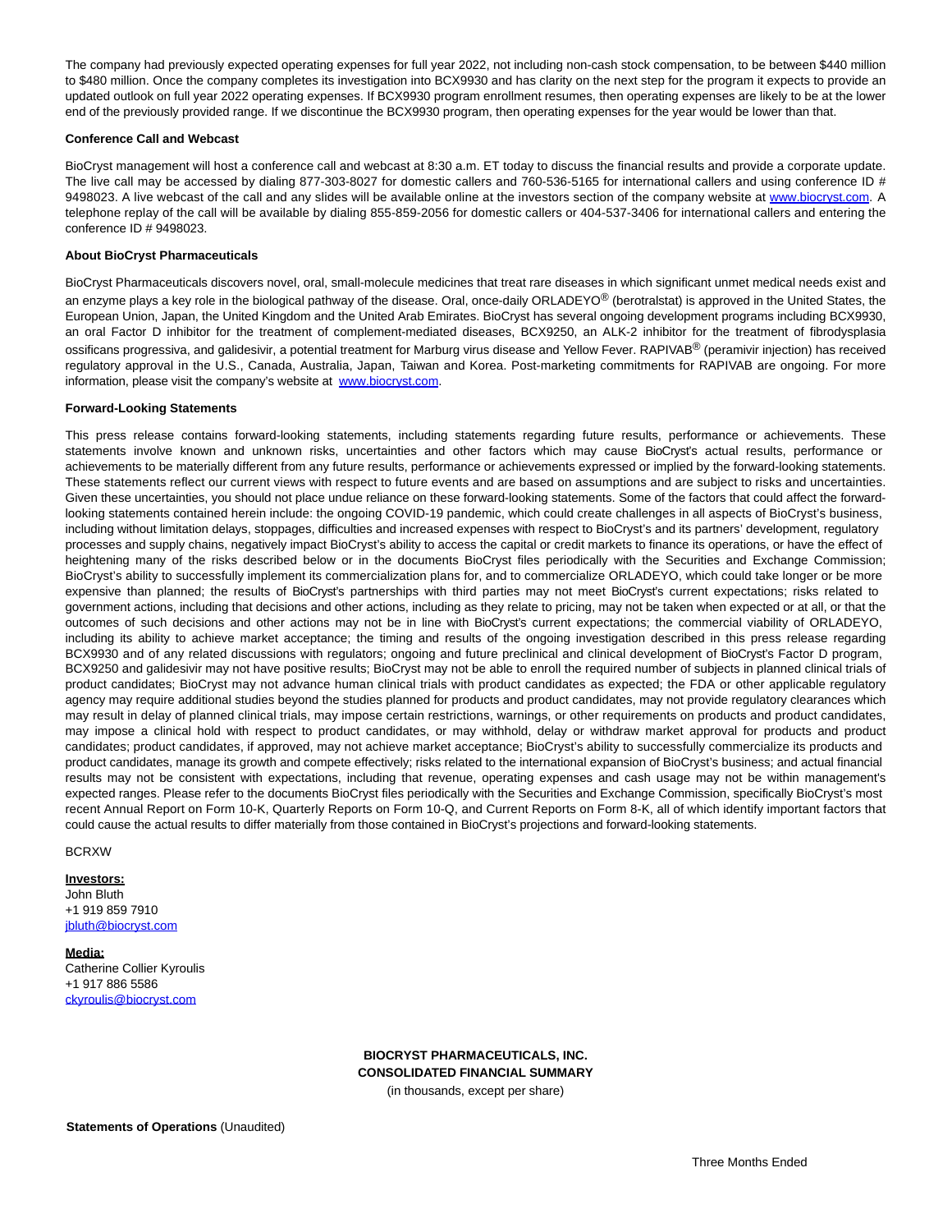The company had previously expected operating expenses for full year 2022, not including non-cash stock compensation, to be between $440 million to $480 million. Once the company completes its investigation into BCX9930 and has clarity on the next step for the program it expects to provide an updated outlook on full year 2022 operating expenses. If BCX9930 program enrollment resumes, then operating expenses are likely to be at the lower end of the previously provided range. If we discontinue the BCX9930 program, then operating expenses for the year would be lower than that.

**Conference Call and Webcast**

BioCryst management will host a conference call and webcast at 8:30 a.m. ET today to discuss the financial results and provide a corporate update. The live call may be accessed by dialing 877-303-8027 for domestic callers and 760-536-5165 for international callers and using conference ID # 9498023. A live webcast of the call and any slides will be available online at the investors section of the company website at www.biocryst.com. A telephone replay of the call will be available by dialing 855-859-2056 for domestic callers or 404-537-3406 for international callers and entering the conference ID # 9498023.

**About BioCryst Pharmaceuticals**

BioCryst Pharmaceuticals discovers novel, oral, small-molecule medicines that treat rare diseases in which significant unmet medical needs exist and an enzyme plays a key role in the biological pathway of the disease. Oral, once-daily ORLADEYO® (berotralstat) is approved in the United States, the European Union, Japan, the United Kingdom and the United Arab Emirates. BioCryst has several ongoing development programs including BCX9930, an oral Factor D inhibitor for the treatment of complement-mediated diseases, BCX9250, an ALK-2 inhibitor for the treatment of fibrodysplasia ossificans progressiva, and galidesivir, a potential treatment for Marburg virus disease and Yellow Fever. RAPIVAB® (peramivir injection) has received regulatory approval in the U.S., Canada, Australia, Japan, Taiwan and Korea. Post-marketing commitments for RAPIVAB are ongoing. For more information, please visit the company's website at www.biocryst.com.

**Forward-Looking Statements**

This press release contains forward-looking statements, including statements regarding future results, performance or achievements. These statements involve known and unknown risks, uncertainties and other factors which may cause BioCryst's actual results, performance or achievements to be materially different from any future results, performance or achievements expressed or implied by the forward-looking statements. These statements reflect our current views with respect to future events and are based on assumptions and are subject to risks and uncertainties. Given these uncertainties, you should not place undue reliance on these forward-looking statements. Some of the factors that could affect the forward-looking statements contained herein include: the ongoing COVID-19 pandemic, which could create challenges in all aspects of BioCryst's business, including without limitation delays, stoppages, difficulties and increased expenses with respect to BioCryst's and its partners' development, regulatory processes and supply chains, negatively impact BioCryst's ability to access the capital or credit markets to finance its operations, or have the effect of heightening many of the risks described below or in the documents BioCryst files periodically with the Securities and Exchange Commission; BioCryst's ability to successfully implement its commercialization plans for, and to commercialize ORLADEYO, which could take longer or be more expensive than planned; the results of BioCryst's partnerships with third parties may not meet BioCryst's current expectations; risks related to government actions, including that decisions and other actions, including as they relate to pricing, may not be taken when expected or at all, or that the outcomes of such decisions and other actions may not be in line with BioCryst's current expectations; the commercial viability of ORLADEYO, including its ability to achieve market acceptance; the timing and results of the ongoing investigation described in this press release regarding BCX9930 and of any related discussions with regulators; ongoing and future preclinical and clinical development of BioCryst's Factor D program, BCX9250 and galidesivir may not have positive results; BioCryst may not be able to enroll the required number of subjects in planned clinical trials of product candidates; BioCryst may not advance human clinical trials with product candidates as expected; the FDA or other applicable regulatory agency may require additional studies beyond the studies planned for products and product candidates, may not provide regulatory clearances which may result in delay of planned clinical trials, may impose certain restrictions, warnings, or other requirements on products and product candidates, may impose a clinical hold with respect to product candidates, or may withhold, delay or withdraw market approval for products and product candidates; product candidates, if approved, may not achieve market acceptance; BioCryst's ability to successfully commercialize its products and product candidates, manage its growth and compete effectively; risks related to the international expansion of BioCryst's business; and actual financial results may not be consistent with expectations, including that revenue, operating expenses and cash usage may not be within management's expected ranges. Please refer to the documents BioCryst files periodically with the Securities and Exchange Commission, specifically BioCryst's most recent Annual Report on Form 10-K, Quarterly Reports on Form 10-Q, and Current Reports on Form 8-K, all of which identify important factors that could cause the actual results to differ materially from those contained in BioCryst's projections and forward-looking statements.

BCRXW

**Investors:**
John Bluth
+1 919 859 7910
jbluth@biocryst.com

**Media:**
Catherine Collier Kyroulis
+1 917 886 5586
ckyroulis@biocryst.com

**BIOCRYST PHARMACEUTICALS, INC.**
**CONSOLIDATED FINANCIAL SUMMARY**
(in thousands, except per share)

**Statements of Operations** (Unaudited)

Three Months Ended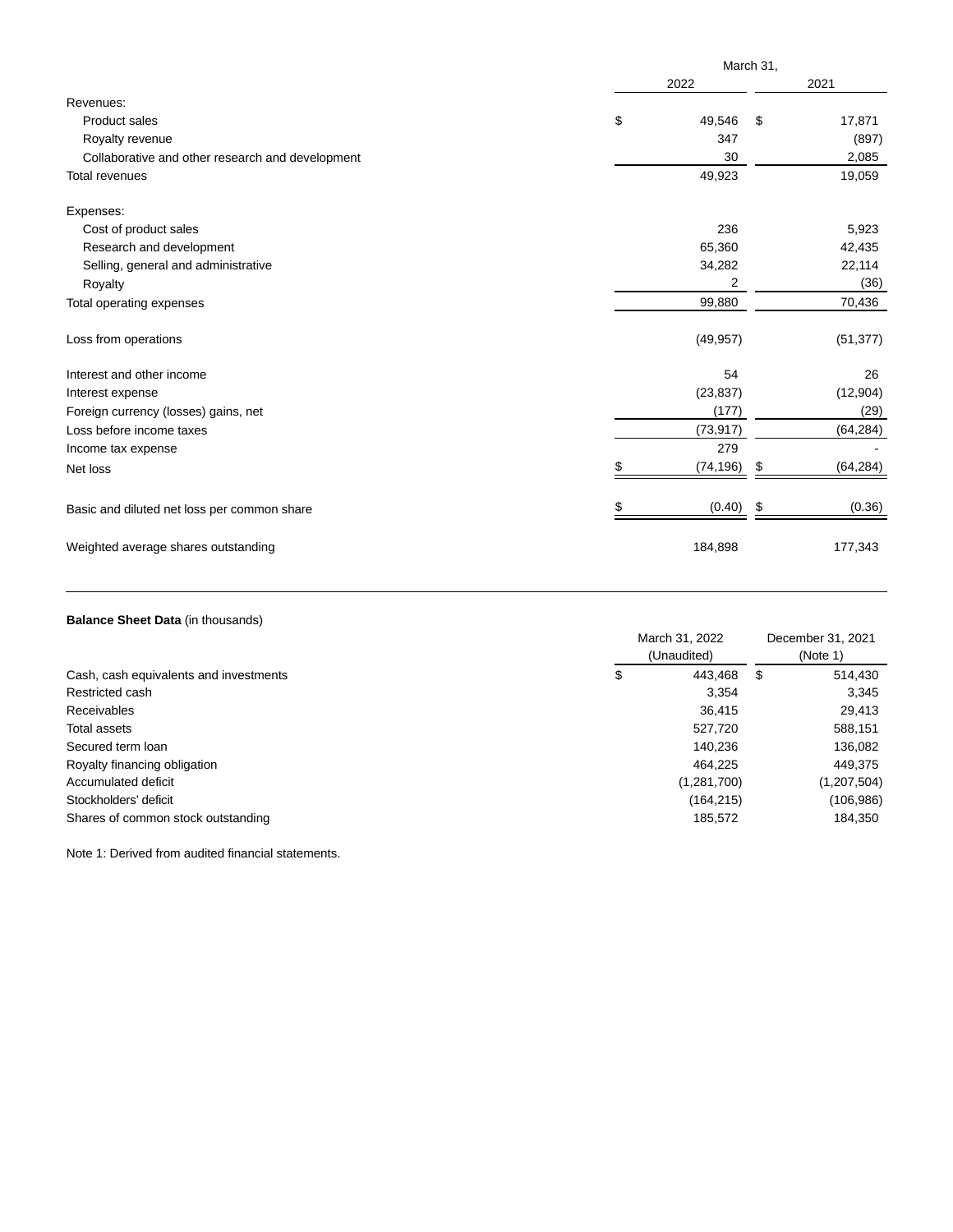| | March 31, | |
|---|---|---|
| | 2022 | 2021 |
| Revenues: | | |
| Product sales | $ 49,546 | $ 17,871 |
| Royalty revenue | 347 | (897) |
| Collaborative and other research and development | 30 | 2,085 |
| Total revenues | 49,923 | 19,059 |
| Expenses: | | |
| Cost of product sales | 236 | 5,923 |
| Research and development | 65,360 | 42,435 |
| Selling, general and administrative | 34,282 | 22,114 |
| Royalty | 2 | (36) |
| Total operating expenses | 99,880 | 70,436 |
| Loss from operations | (49,957) | (51,377) |
| Interest and other income | 54 | 26 |
| Interest expense | (23,837) | (12,904) |
| Foreign currency (losses) gains, net | (177) | (29) |
| Loss before income taxes | (73,917) | (64,284) |
| Income tax expense | 279 | - |
| Net loss | $ (74,196) | $ (64,284) |
| Basic and diluted net loss per common share | $ (0.40) | $ (0.36) |
| Weighted average shares outstanding | 184,898 | 177,343 |

**Balance Sheet Data** (in thousands)

| | March 31, 2022 (Unaudited) | December 31, 2021 (Note 1) |
|---|---|---|
| Cash, cash equivalents and investments | $ 443,468 | $ 514,430 |
| Restricted cash | 3,354 | 3,345 |
| Receivables | 36,415 | 29,413 |
| Total assets | 527,720 | 588,151 |
| Secured term loan | 140,236 | 136,082 |
| Royalty financing obligation | 464,225 | 449,375 |
| Accumulated deficit | (1,281,700) | (1,207,504) |
| Stockholders' deficit | (164,215) | (106,986) |
| Shares of common stock outstanding | 185,572 | 184,350 |

Note 1: Derived from audited financial statements.